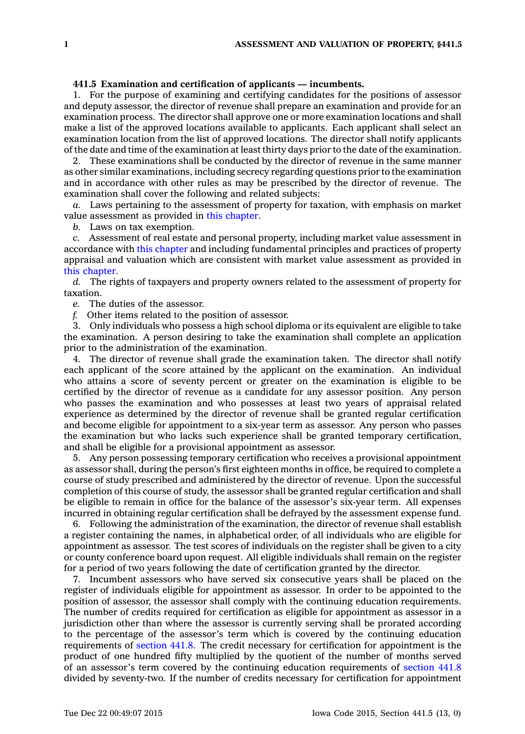**441.5 Examination and certification of applicants — incumbents.**

1. For the purpose of examining and certifying candidates for the positions of assessor and deputy assessor, the director of revenue shall prepare an examination and provide for an examination process. The director shall approve one or more examination locations and shall make a list of the approved locations available to applicants. Each applicant shall select an examination location from the list of approved locations. The director shall notify applicants of the date and time of the examination at least thirty days prior to the date of the examination.

2. These examinations shall be conducted by the director of revenue in the same manner as other similar examinations, including secrecy regarding questions prior to the examination and in accordance with other rules as may be prescribed by the director of revenue. The examination shall cover the following and related subjects:

*a.* Laws pertaining to the assessment of property for taxation, with emphasis on market value assessment as provided in this chapter.

*b.* Laws on tax exemption.

*c.* Assessment of real estate and personal property, including market value assessment in accordance with this chapter and including fundamental principles and practices of property appraisal and valuation which are consistent with market value assessment as provided in this chapter.

*d.* The rights of taxpayers and property owners related to the assessment of property for taxation.

*e.* The duties of the assessor.

*f.* Other items related to the position of assessor.

3. Only individuals who possess a high school diploma or its equivalent are eligible to take the examination. A person desiring to take the examination shall complete an application prior to the administration of the examination.

4. The director of revenue shall grade the examination taken. The director shall notify each applicant of the score attained by the applicant on the examination. An individual who attains a score of seventy percent or greater on the examination is eligible to be certified by the director of revenue as a candidate for any assessor position. Any person who passes the examination and who possesses at least two years of appraisal related experience as determined by the director of revenue shall be granted regular certification and become eligible for appointment to a six-year term as assessor. Any person who passes the examination but who lacks such experience shall be granted temporary certification, and shall be eligible for a provisional appointment as assessor.

5. Any person possessing temporary certification who receives a provisional appointment as assessor shall, during the person's first eighteen months in office, be required to complete a course of study prescribed and administered by the director of revenue. Upon the successful completion of this course of study, the assessor shall be granted regular certification and shall be eligible to remain in office for the balance of the assessor's six-year term. All expenses incurred in obtaining regular certification shall be defrayed by the assessment expense fund.

6. Following the administration of the examination, the director of revenue shall establish a register containing the names, in alphabetical order, of all individuals who are eligible for appointment as assessor. The test scores of individuals on the register shall be given to a city or county conference board upon request. All eligible individuals shall remain on the register for a period of two years following the date of certification granted by the director.

7. Incumbent assessors who have served six consecutive years shall be placed on the register of individuals eligible for appointment as assessor. In order to be appointed to the position of assessor, the assessor shall comply with the continuing education requirements. The number of credits required for certification as eligible for appointment as assessor in a jurisdiction other than where the assessor is currently serving shall be prorated according to the percentage of the assessor's term which is covered by the continuing education requirements of section 441.8. The credit necessary for certification for appointment is the product of one hundred fifty multiplied by the quotient of the number of months served of an assessor's term covered by the continuing education requirements of section 441.8 divided by seventy-two. If the number of credits necessary for certification for appointment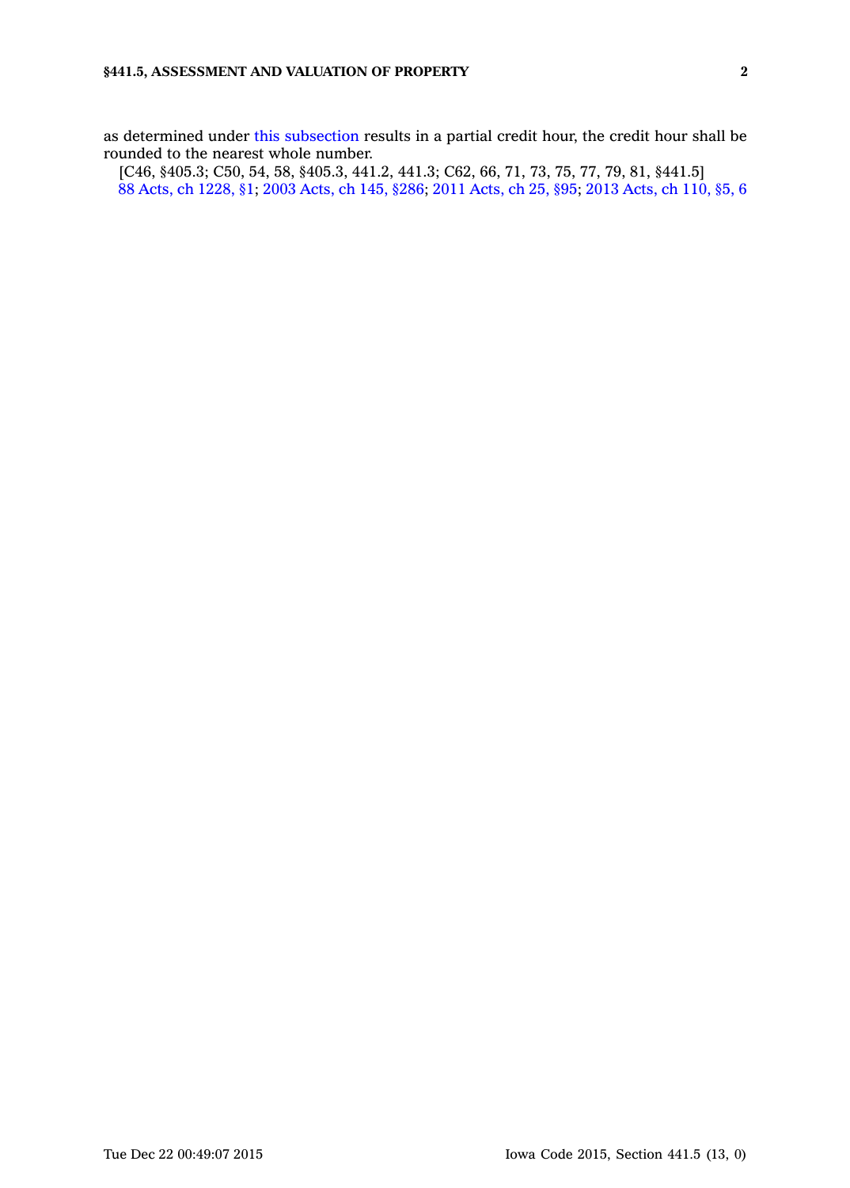as determined under this subsection results in a partial credit hour, the credit hour shall be rounded to the nearest whole number.

[C46, §405.3; C50, 54, 58, §405.3, 441.2, 441.3; C62, 66, 71, 73, 75, 77, 79, 81, §441.5]

88 Acts, ch 1228, §1; 2003 Acts, ch 145, §286; 2011 Acts, ch 25, §95; 2013 Acts, ch 110, §5, 6